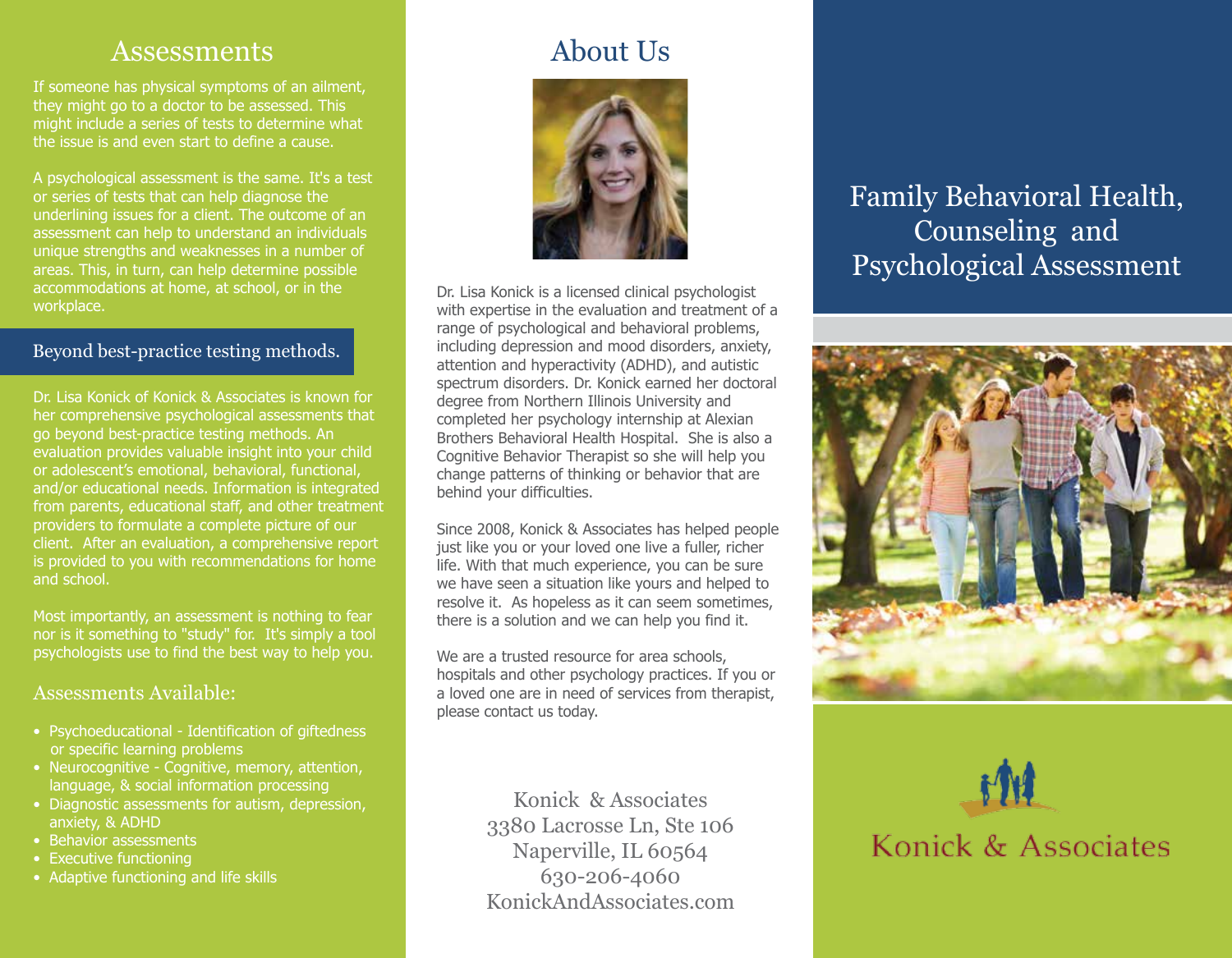## Assessments

If someone has physical symptoms of an ailment, they might go to a doctor to be assessed. This might include a series of tests to determine what the issue is and even start to define a cause.

A psychological assessment is the same. It's a test or series of tests that can help diagnose the underlining issues for a client. The outcome of an assessment can help to understand an individuals unique strengths and weaknesses in a number of areas. This, in turn, can help determine possible accommodations at home, at school, or in the workplace.

### Beyond best-practice testing methods.

Dr. Lisa Konick of Konick & Associates is known for her comprehensive psychological assessments that go beyond best-practice testing methods. An evaluation provides valuable insight into your child or adolescent's emotional, behavioral, functional, and/or educational needs. Information is integrated from parents, educational staff, and other treatment providers to formulate a complete picture of our client. After an evaluation, a comprehensive report is provided to you with recommendations for home and school.

Most importantly, an assessment is nothing to fear nor is it something to "study" for. It's simply a tool psychologists use to find the best way to help you.

### Assessments Available:

- Psychoeducational - Identification of giftedness or specific learning problems
- Neurocognitive - Cognitive, memory, attention, language, & social information processing
- Diagnostic assessments for autism, depression, anxiety, & ADHD
- Behavior assessments
- Executive functioning
- Adaptive functioning and life skills

## About Us

Dr. Lisa Konick is a licensed clinical psychologist with expertise in the evaluation and treatment of a range of psychological and behavioral problems, including depression and mood disorders, anxiety, attention and hyperactivity (ADHD), and autistic spectrum disorders. Dr. Konick earned her doctoral degree from Northern Illinois University and completed her psychology internship at Alexian Brothers Behavioral Health Hospital. She is also a Cognitive Behavior Therapist so she will help you change patterns of thinking or behavior that are behind your difficulties.

Since 2008, Konick & Associates has helped people just like you or your loved one live a fuller, richer life. With that much experience, you can be sure we have seen a situation like yours and helped to resolve it. As hopeless as it can seem sometimes, there is a solution and we can help you find it.

We are a trusted resource for area schools, hospitals and other psychology practices. If you or a loved one are in need of services from therapist, please contact us today.

Konick & Associates
3380 Lacrosse Ln, Ste 106
Naperville, IL 60564
630-206-4060
KonickAndAssociates.com

# Family Behavioral Health, Counseling and Psychological Assessment

Konick & Associates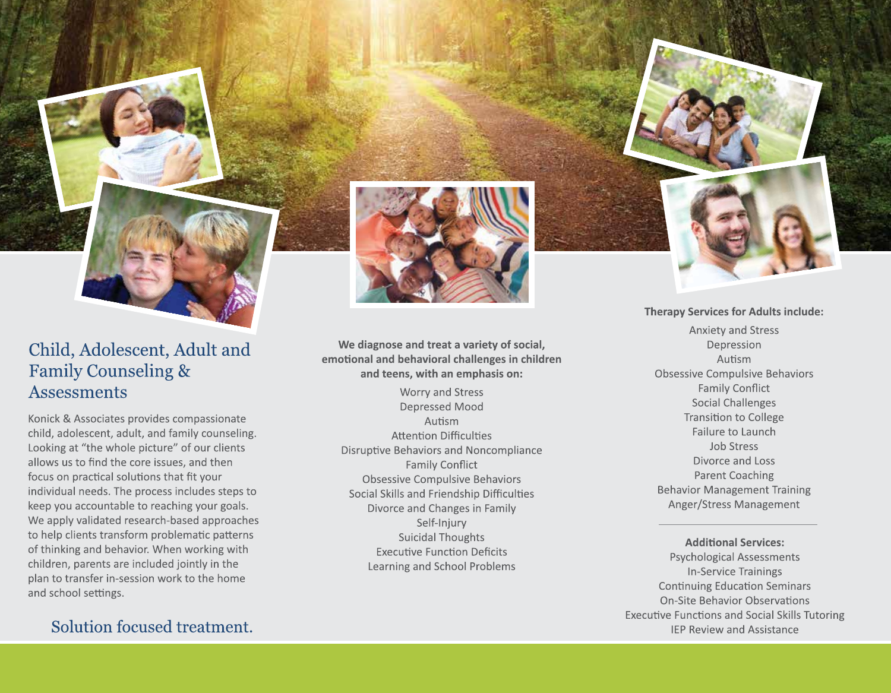## Child, Adolescent, Adult and Family Counseling & Assessments

Konick & Associates provides compassionate child, adolescent, adult, and family counseling. Looking at "the whole picture" of our clients allows us to find the core issues, and then focus on practical solutions that fit your individual needs. The process includes steps to keep you accountable to reaching your goals. We apply validated research-based approaches to help clients transform problematic patterns of thinking and behavior. When working with children, parents are included jointly in the plan to transfer in-session work to the home and school settings.

Solution focused treatment.

**We diagnose and treat a variety of social, emotional and behavioral challenges in children and teens, with an emphasis on:**

Worry and Stress
Depressed Mood
Autism
Attention Difficulties
Disruptive Behaviors and Noncompliance
Family Conflict
Obsessive Compulsive Behaviors
Social Skills and Friendship Difficulties
Divorce and Changes in Family
Self-Injury
Suicidal Thoughts
Executive Function Deficits
Learning and School Problems

**Therapy Services for Adults include:**

Anxiety and Stress
Depression
Autism
Obsessive Compulsive Behaviors
Family Conflict
Social Challenges
Transition to College
Failure to Launch
Job Stress
Divorce and Loss
Parent Coaching
Behavior Management Training
Anger/Stress Management

**Additional Services:**

Psychological Assessments
In-Service Trainings
Continuing Education Seminars
On-Site Behavior Observations
Executive Functions and Social Skills Tutoring
IEP Review and Assistance